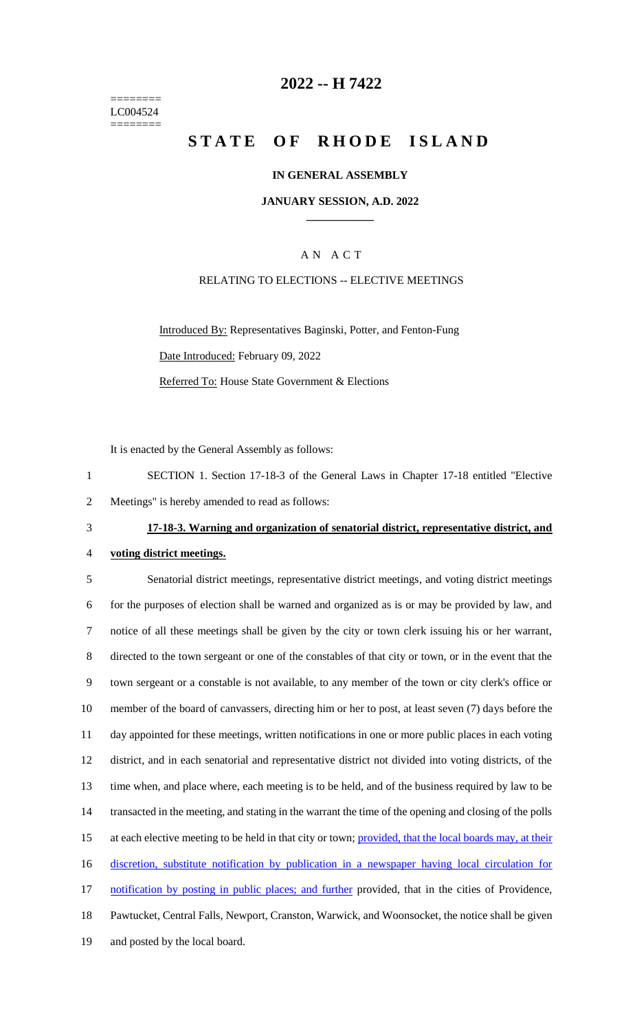========
LC004524
========

# 2022 -- H 7422

# STATE OF RHODE ISLAND

**IN GENERAL ASSEMBLY**

**JANUARY SESSION, A.D. 2022**

____________

A N A C T

RELATING TO ELECTIONS -- ELECTIVE MEETINGS

Introduced By: Representatives Baginski, Potter, and Fenton-Fung

Date Introduced: February 09, 2022

Referred To: House State Government & Elections

It is enacted by the General Assembly as follows:

1 SECTION 1. Section 17-18-3 of the General Laws in Chapter 17-18 entitled "Elective
2 Meetings" is hereby amended to read as follows:

3 **17-18-3. Warning and organization of senatorial district, representative district, and**
4 **voting district meetings.**

5 Senatorial district meetings, representative district meetings, and voting district meetings
6 for the purposes of election shall be warned and organized as is or may be provided by law, and
7 notice of all these meetings shall be given by the city or town clerk issuing his or her warrant,
8 directed to the town sergeant or one of the constables of that city or town, or in the event that the
9 town sergeant or a constable is not available, to any member of the town or city clerk's office or
10 member of the board of canvassers, directing him or her to post, at least seven (7) days before the
11 day appointed for these meetings, written notifications in one or more public places in each voting
12 district, and in each senatorial and representative district not divided into voting districts, of the
13 time when, and place where, each meeting is to be held, and of the business required by law to be
14 transacted in the meeting, and stating in the warrant the time of the opening and closing of the polls
15 at each elective meeting to be held in that city or town; provided, that the local boards may, at their
16 discretion, substitute notification by publication in a newspaper having local circulation for
17 notification by posting in public places; and further provided, that in the cities of Providence,
18 Pawtucket, Central Falls, Newport, Cranston, Warwick, and Woonsocket, the notice shall be given
19 and posted by the local board.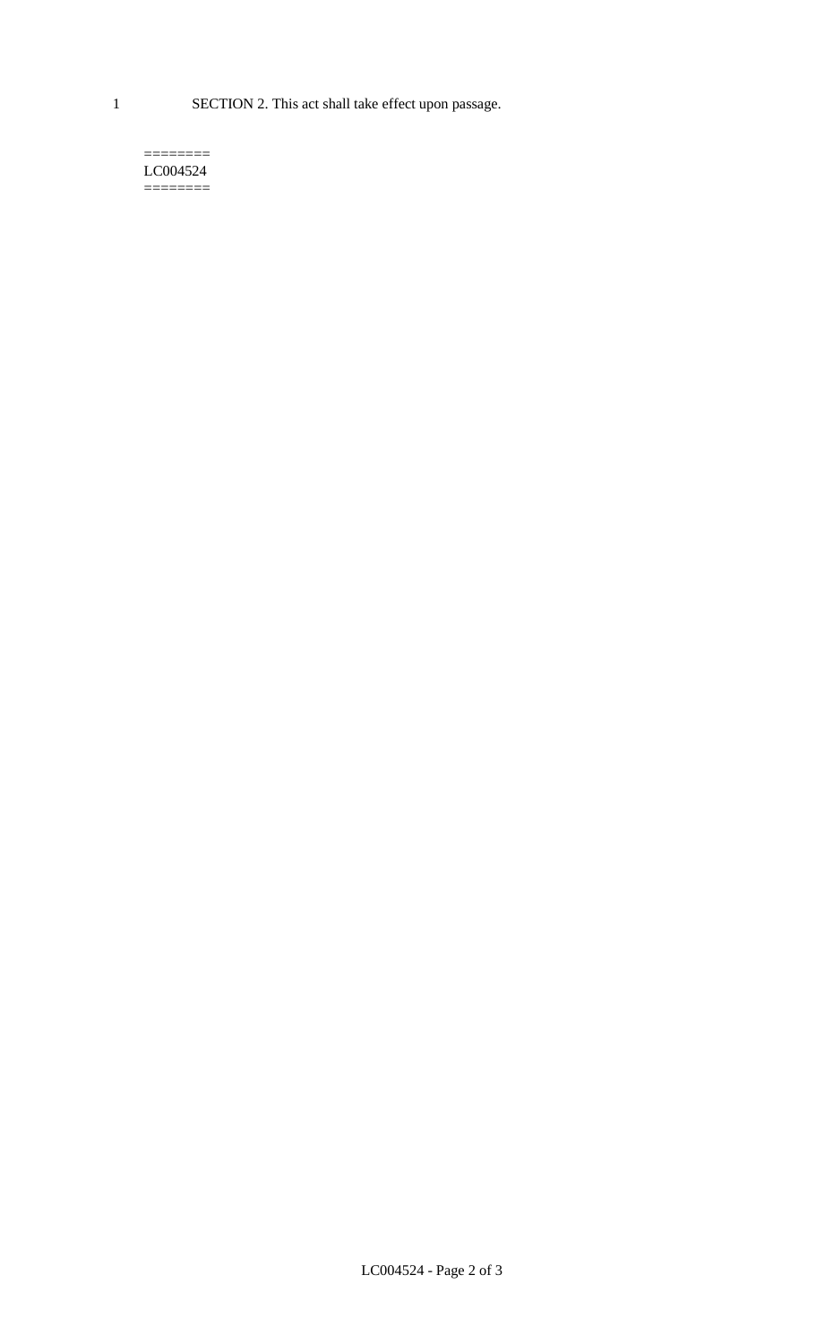1 SECTION 2. This act shall take effect upon passage.

========
LC004524
========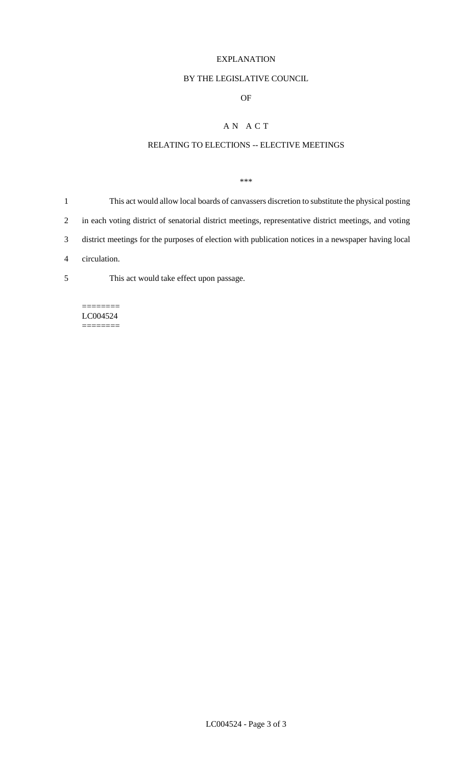EXPLANATION

BY THE LEGISLATIVE COUNCIL

OF

A N A C T

RELATING TO ELECTIONS -- ELECTIVE MEETINGS

\*\*\*

1 This act would allow local boards of canvassers discretion to substitute the physical posting
2 in each voting district of senatorial district meetings, representative district meetings, and voting
3 district meetings for the purposes of election with publication notices in a newspaper having local
4 circulation.

5 This act would take effect upon passage.

========
LC004524
========